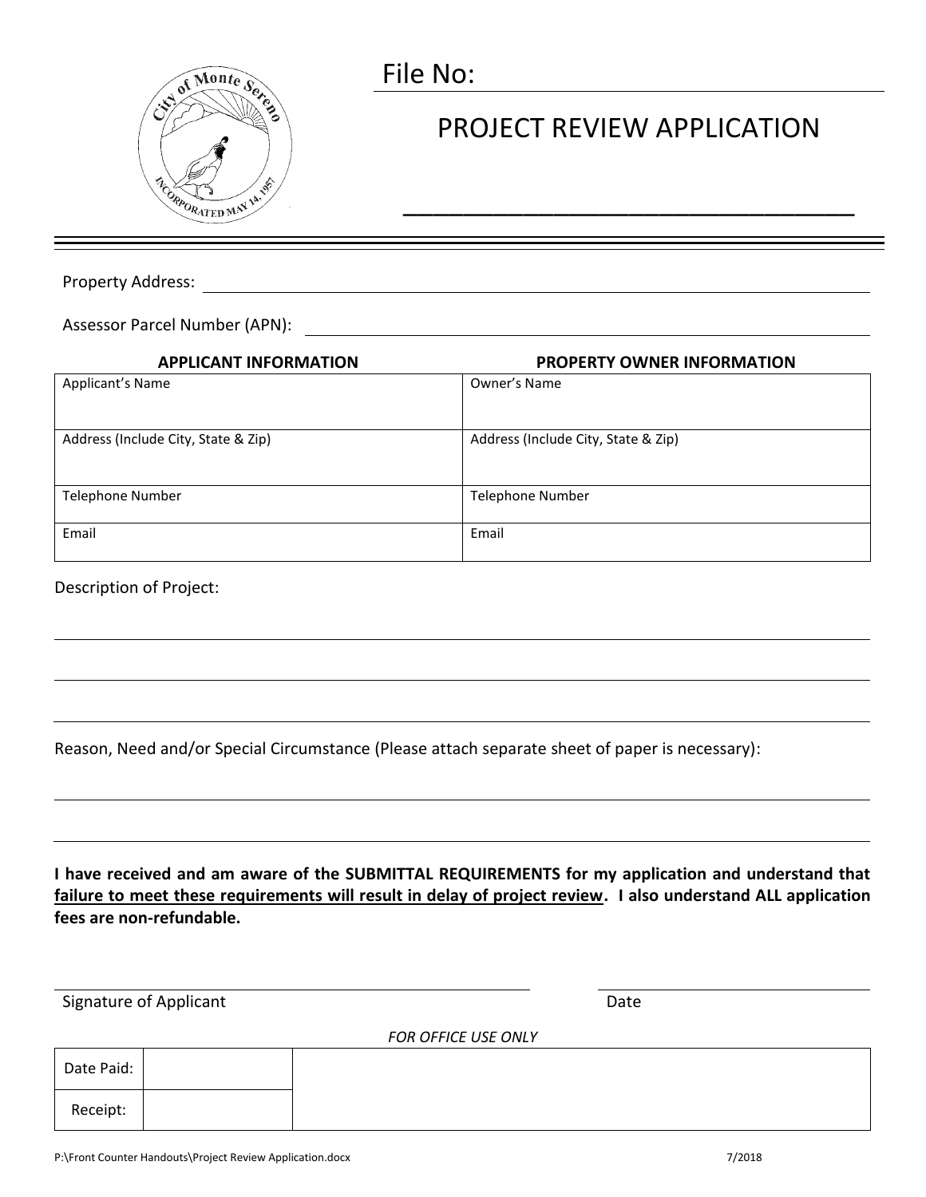File No: \_\_\_\_\_\_\_\_\_\_\_\_\_\_\_\_\_\_\_\_\_\_\_\_\_\_\_\_\_\_

# PROJECT REVIEW APPLICATION

\_\_\_\_\_\_\_\_\_\_\_\_\_\_\_\_\_\_\_\_\_\_\_\_\_\_\_\_\_\_\_\_

Property Address: \_\_\_\_\_\_\_\_\_\_\_\_\_\_\_\_\_\_\_\_\_\_\_\_\_\_\_\_\_\_\_\_\_\_\_\_\_\_\_\_\_\_\_\_\_\_\_\_\_\_\_\_\_\_\_\_\_\_\_\_

Assessor Parcel Number (APN): \_\_\_\_\_\_\_\_\_\_\_\_\_\_\_\_\_\_\_\_\_\_\_\_\_\_\_\_\_\_\_\_\_\_\_\_\_\_\_\_\_\_\_\_\_\_\_\_

| APPLICANT INFORMATION | PROPERTY OWNER INFORMATION |
|---|---|
| Applicant's Name | Owner's Name |
| Address (Include City, State & Zip) | Address (Include City, State & Zip) |
| Telephone Number | Telephone Number |
| Email | Email |

Description of Project:

\_\_\_\_\_\_\_\_\_\_\_\_\_\_\_\_\_\_\_\_\_\_\_\_\_\_\_\_\_\_\_\_\_\_\_\_\_\_\_\_\_\_\_\_\_\_\_\_\_\_\_\_\_\_\_\_\_\_\_\_\_\_\_\_\_\_\_\_\_\_\_\_\_\_\_\_

\_\_\_\_\_\_\_\_\_\_\_\_\_\_\_\_\_\_\_\_\_\_\_\_\_\_\_\_\_\_\_\_\_\_\_\_\_\_\_\_\_\_\_\_\_\_\_\_\_\_\_\_\_\_\_\_\_\_\_\_\_\_\_\_\_\_\_\_\_\_\_\_\_\_\_\_

\_\_\_\_\_\_\_\_\_\_\_\_\_\_\_\_\_\_\_\_\_\_\_\_\_\_\_\_\_\_\_\_\_\_\_\_\_\_\_\_\_\_\_\_\_\_\_\_\_\_\_\_\_\_\_\_\_\_\_\_\_\_\_\_\_\_\_\_\_\_\_\_\_\_\_\_

Reason, Need and/or Special Circumstance (Please attach separate sheet of paper is necessary):

\_\_\_\_\_\_\_\_\_\_\_\_\_\_\_\_\_\_\_\_\_\_\_\_\_\_\_\_\_\_\_\_\_\_\_\_\_\_\_\_\_\_\_\_\_\_\_\_\_\_\_\_\_\_\_\_\_\_\_\_\_\_\_\_\_\_\_\_\_\_\_\_\_\_\_\_

\_\_\_\_\_\_\_\_\_\_\_\_\_\_\_\_\_\_\_\_\_\_\_\_\_\_\_\_\_\_\_\_\_\_\_\_\_\_\_\_\_\_\_\_\_\_\_\_\_\_\_\_\_\_\_\_\_\_\_\_\_\_\_\_\_\_\_\_\_\_\_\_\_\_\_\_

**I have received and am aware of the SUBMITTAL REQUIREMENTS for my application and understand that <u>failure to meet these requirements will result in delay of project review</u>. I also understand ALL application fees are non-refundable.**

\_\_\_\_\_\_\_\_\_\_\_\_\_\_\_\_\_\_\_\_\_\_\_\_\_\_\_\_\_\_\_\_\_\_\_\_\_\_\_\_ \_\_\_\_\_\_\_\_\_\_\_\_\_\_\_\_\_\_\_\_\_\_\_\_

Signature of Applicant Date

*FOR OFFICE USE ONLY*

| Date Paid: | | |
|---|---|---|
| Receipt: | | |

P:\Front Counter Handouts\Project Review Application.docx 7/2018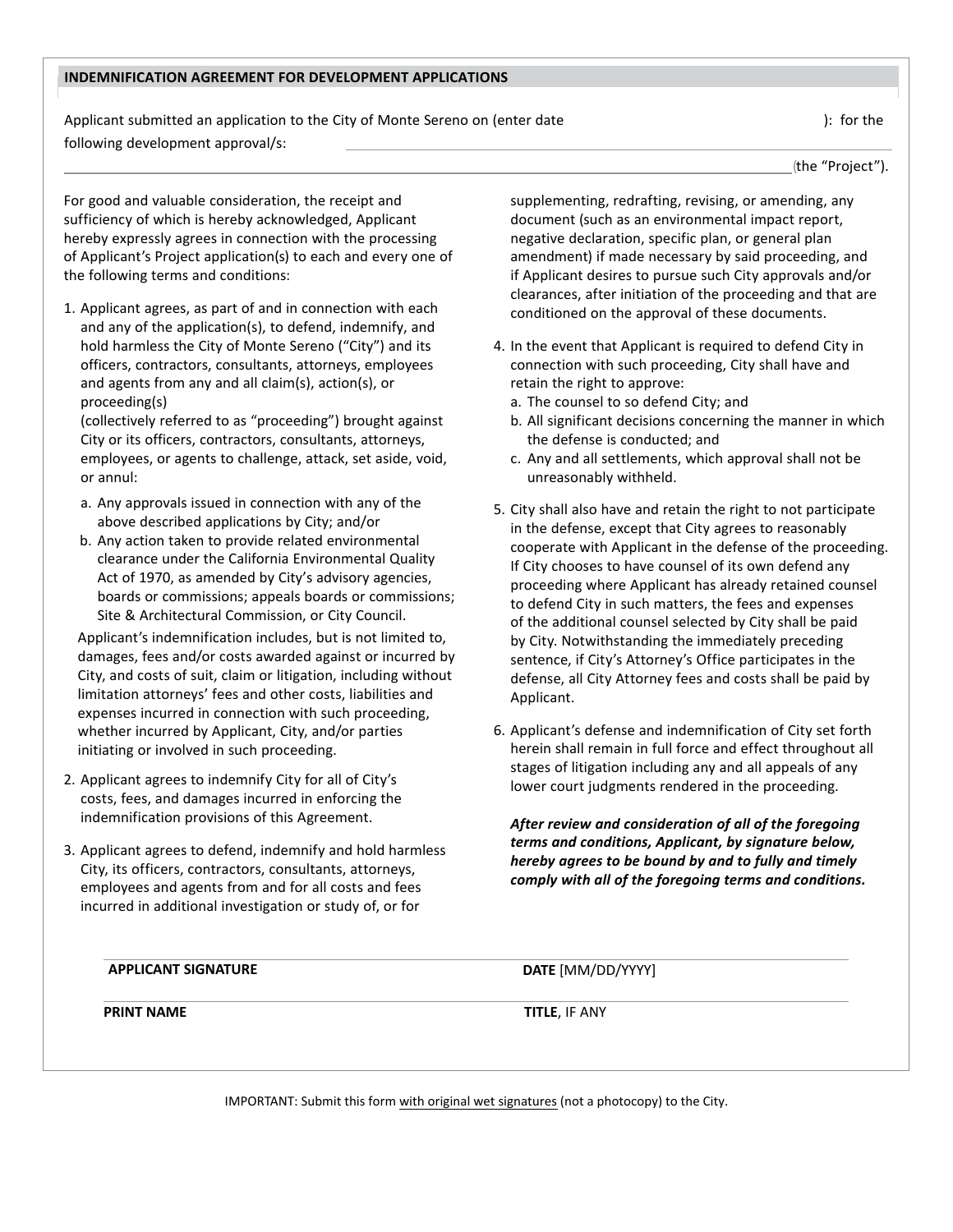## INDEMNIFICATION AGREEMENT FOR DEVELOPMENT APPLICATIONS

Applicant submitted an application to the City of Monte Sereno on (enter date ____________________): for the following development approval/s: ____________________________________________________________
______________________________________________________________________________(the "Project").

For good and valuable consideration, the receipt and sufficiency of which is hereby acknowledged, Applicant hereby expressly agrees in connection with the processing of Applicant's Project application(s) to each and every one of the following terms and conditions:

1. Applicant agrees, as part of and in connection with each and any of the application(s), to defend, indemnify, and hold harmless the City of Monte Sereno ("City") and its officers, contractors, consultants, attorneys, employees and agents from any and all claim(s), action(s), or proceeding(s)
   (collectively referred to as "proceeding") brought against City or its officers, contractors, consultants, attorneys, employees, or agents to challenge, attack, set aside, void, or annul:
   a. Any approvals issued in connection with any of the above described applications by City; and/or
   b. Any action taken to provide related environmental clearance under the California Environmental Quality Act of 1970, as amended by City's advisory agencies, boards or commissions; appeals boards or commissions; Site & Architectural Commission, or City Council.

   Applicant's indemnification includes, but is not limited to, damages, fees and/or costs awarded against or incurred by City, and costs of suit, claim or litigation, including without limitation attorneys' fees and other costs, liabilities and expenses incurred in connection with such proceeding, whether incurred by Applicant, City, and/or parties initiating or involved in such proceeding.

2. Applicant agrees to indemnify City for all of City's costs, fees, and damages incurred in enforcing the indemnification provisions of this Agreement.

3. Applicant agrees to defend, indemnify and hold harmless City, its officers, contractors, consultants, attorneys, employees and agents from and for all costs and fees incurred in additional investigation or study of, or for supplementing, redrafting, revising, or amending, any document (such as an environmental impact report, negative declaration, specific plan, or general plan amendment) if made necessary by said proceeding, and if Applicant desires to pursue such City approvals and/or clearances, after initiation of the proceeding and that are conditioned on the approval of these documents.

4. In the event that Applicant is required to defend City in connection with such proceeding, City shall have and retain the right to approve:
   a. The counsel to so defend City; and
   b. All significant decisions concerning the manner in which the defense is conducted; and
   c. Any and all settlements, which approval shall not be unreasonably withheld.

5. City shall also have and retain the right to not participate in the defense, except that City agrees to reasonably cooperate with Applicant in the defense of the proceeding. If City chooses to have counsel of its own defend any proceeding where Applicant has already retained counsel to defend City in such matters, the fees and expenses of the additional counsel selected by City shall be paid by City. Notwithstanding the immediately preceding sentence, if City's Attorney's Office participates in the defense, all City Attorney fees and costs shall be paid by Applicant.

6. Applicant's defense and indemnification of City set forth herein shall remain in full force and effect throughout all stages of litigation including any and all appeals of any lower court judgments rendered in the proceeding.

***After review and consideration of all of the foregoing terms and conditions, Applicant, by signature below, hereby agrees to be bound by and to fully and timely comply with all of the foregoing terms and conditions.***

______________________________________________________________________________

**APPLICANT SIGNATURE** **DATE** [MM/DD/YYYY]

______________________________________________________________________________

**PRINT NAME** **TITLE**, IF ANY

IMPORTANT: Submit this form with original wet signatures (not a photocopy) to the City.